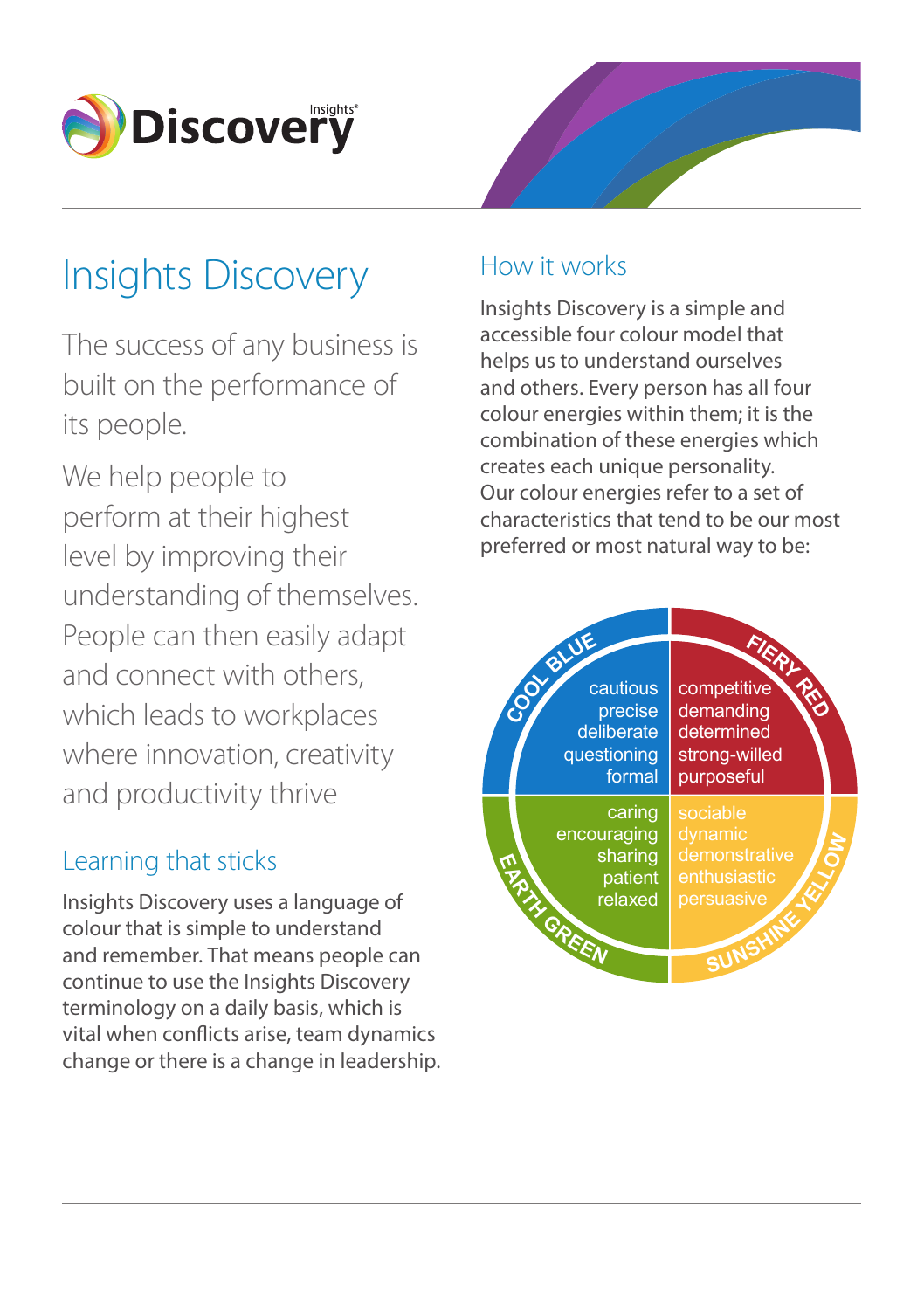# Insights Discovery

The success of any business is built on the performance of its people.

We help people to perform at their highest level by improving their understanding of themselves. People can then easily adapt and connect with others, which leads to workplaces where innovation, creativity and productivity thrive

## Learning that sticks

Insights Discovery uses a language of colour that is simple to understand and remember. That means people can continue to use the Insights Discovery terminology on a daily basis, which is vital when conflicts arise, team dynamics change or there is a change in leadership.

## How it works

Insights Discovery is a simple and accessible four colour model that helps us to understand ourselves and others. Every person has all four colour energies within them; it is the combination of these energies which creates each unique personality. Our colour energies refer to a set of characteristics that tend to be our most preferred or most natural way to be:

| COOL BLUE | FIERY RED |
|---|---|
| cautious | competitive |
| precise | demanding |
| deliberate | determined |
| questioning | strong-willed |
| formal | purposeful |

| EARTH GREEN | SUNSHINE YELLOW |
|---|---|
| caring | sociable |
| encouraging | dynamic |
| sharing | demonstrative |
| patient | enthusiastic |
| relaxed | persuasive |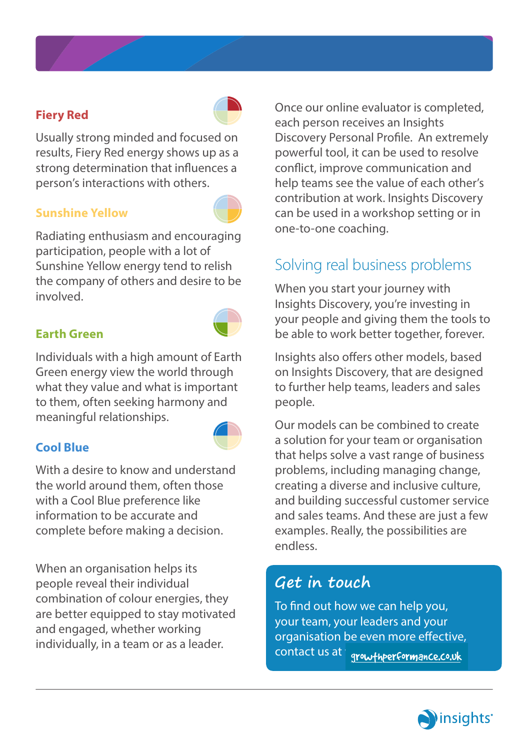### Fiery Red

Usually strong minded and focused on results, Fiery Red energy shows up as a strong determination that influences a person's interactions with others.

### Sunshine Yellow

Radiating enthusiasm and encouraging participation, people with a lot of Sunshine Yellow energy tend to relish the company of others and desire to be involved.

### Earth Green

Individuals with a high amount of Earth Green energy view the world through what they value and what is important to them, often seeking harmony and meaningful relationships.

### Cool Blue

With a desire to know and understand the world around them, often those with a Cool Blue preference like information to be accurate and complete before making a decision.

When an organisation helps its people reveal their individual combination of colour energies, they are better equipped to stay motivated and engaged, whether working individually, in a team or as a leader.

Once our online evaluator is completed, each person receives an Insights Discovery Personal Profile. An extremely powerful tool, it can be used to resolve conflict, improve communication and help teams see the value of each other's contribution at work. Insights Discovery can be used in a workshop setting or in one-to-one coaching.

## Solving real business problems

When you start your journey with Insights Discovery, you're investing in your people and giving them the tools to be able to work better together, forever.

Insights also offers other models, based on Insights Discovery, that are designed to further help teams, leaders and sales people.

Our models can be combined to create a solution for your team or organisation that helps solve a vast range of business problems, including managing change, creating a diverse and inclusive culture, and building successful customer service and sales teams. And these are just a few examples. Really, the possibilities are endless.

## Get in touch

To find out how we can help you, your team, your leaders and your organisation be even more effective, contact us at growthperformance.co.uk

insights